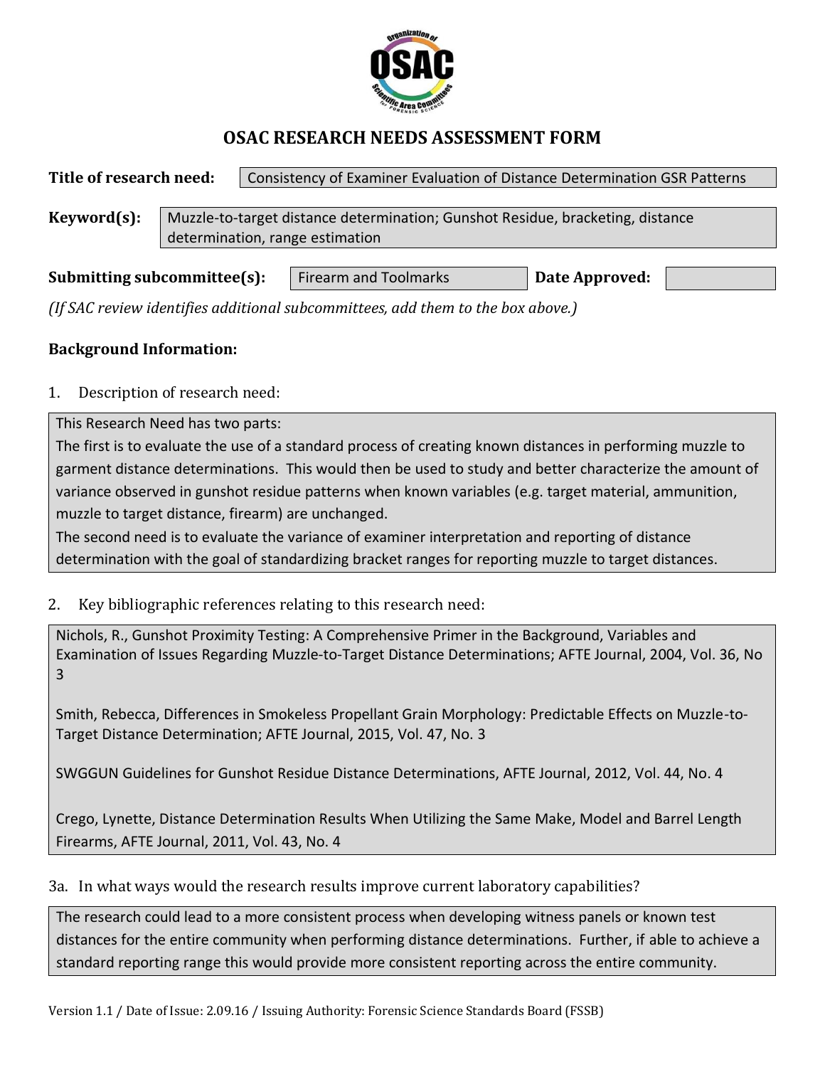# OSAC RESEARCH NEEDS ASSESSMENT FORM

**Title of research need:** Consistency of Examiner Evaluation of Distance Determination GSR Patterns

**Keyword(s):** Muzzle-to-target distance determination; Gunshot Residue, bracketing, distance determination, range estimation

**Submitting subcommittee(s):** Firearm and Toolmarks **Date Approved:**

*(If SAC review identifies additional subcommittees, add them to the box above.)*

**Background Information:**

1. Description of research need:

This Research Need has two parts:

The first is to evaluate the use of a standard process of creating known distances in performing muzzle to garment distance determinations. This would then be used to study and better characterize the amount of variance observed in gunshot residue patterns when known variables (e.g. target material, ammunition, muzzle to target distance, firearm) are unchanged.

The second need is to evaluate the variance of examiner interpretation and reporting of distance determination with the goal of standardizing bracket ranges for reporting muzzle to target distances.

2. Key bibliographic references relating to this research need:

Nichols, R., Gunshot Proximity Testing: A Comprehensive Primer in the Background, Variables and Examination of Issues Regarding Muzzle-to-Target Distance Determinations; AFTE Journal, 2004, Vol. 36, No 3

Smith, Rebecca, Differences in Smokeless Propellant Grain Morphology: Predictable Effects on Muzzle-to-Target Distance Determination; AFTE Journal, 2015, Vol. 47, No. 3

SWGGUN Guidelines for Gunshot Residue Distance Determinations, AFTE Journal, 2012, Vol. 44, No. 4

Crego, Lynette, Distance Determination Results When Utilizing the Same Make, Model and Barrel Length Firearms, AFTE Journal, 2011, Vol. 43, No. 4

3a. In what ways would the research results improve current laboratory capabilities?

The research could lead to a more consistent process when developing witness panels or known test distances for the entire community when performing distance determinations. Further, if able to achieve a standard reporting range this would provide more consistent reporting across the entire community.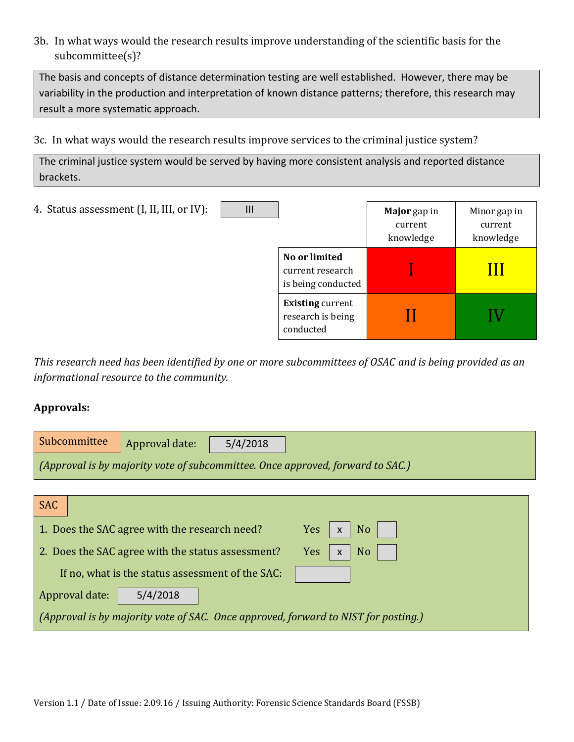3b. In what ways would the research results improve understanding of the scientific basis for the subcommittee(s)?

The basis and concepts of distance determination testing are well established. However, there may be variability in the production and interpretation of known distance patterns; therefore, this research may result a more systematic approach.

3c. In what ways would the research results improve services to the criminal justice system?

The criminal justice system would be served by having more consistent analysis and reported distance brackets.

4. Status assessment (I, II, III, or IV): III

| | **Major** gap in current knowledge | Minor gap in current knowledge |
|---|---|---|
| **No or limited** current research is being conducted | I | III |
| **Existing** current research is being conducted | II | IV |

*This research need has been identified by one or more subcommittees of OSAC and is being provided as an informational resource to the community.*

**Approvals:**

Subcommittee Approval date: 5/4/2018

*(Approval is by majority vote of subcommittee. Once approved, forward to SAC.)*

SAC

1. Does the SAC agree with the research need? Yes x No
2. Does the SAC agree with the status assessment? Yes x No

If no, what is the status assessment of the SAC:

Approval date: 5/4/2018

*(Approval is by majority vote of SAC. Once approved, forward to NIST for posting.)*

Version 1.1 / Date of Issue: 2.09.16 / Issuing Authority: Forensic Science Standards Board (FSSB)